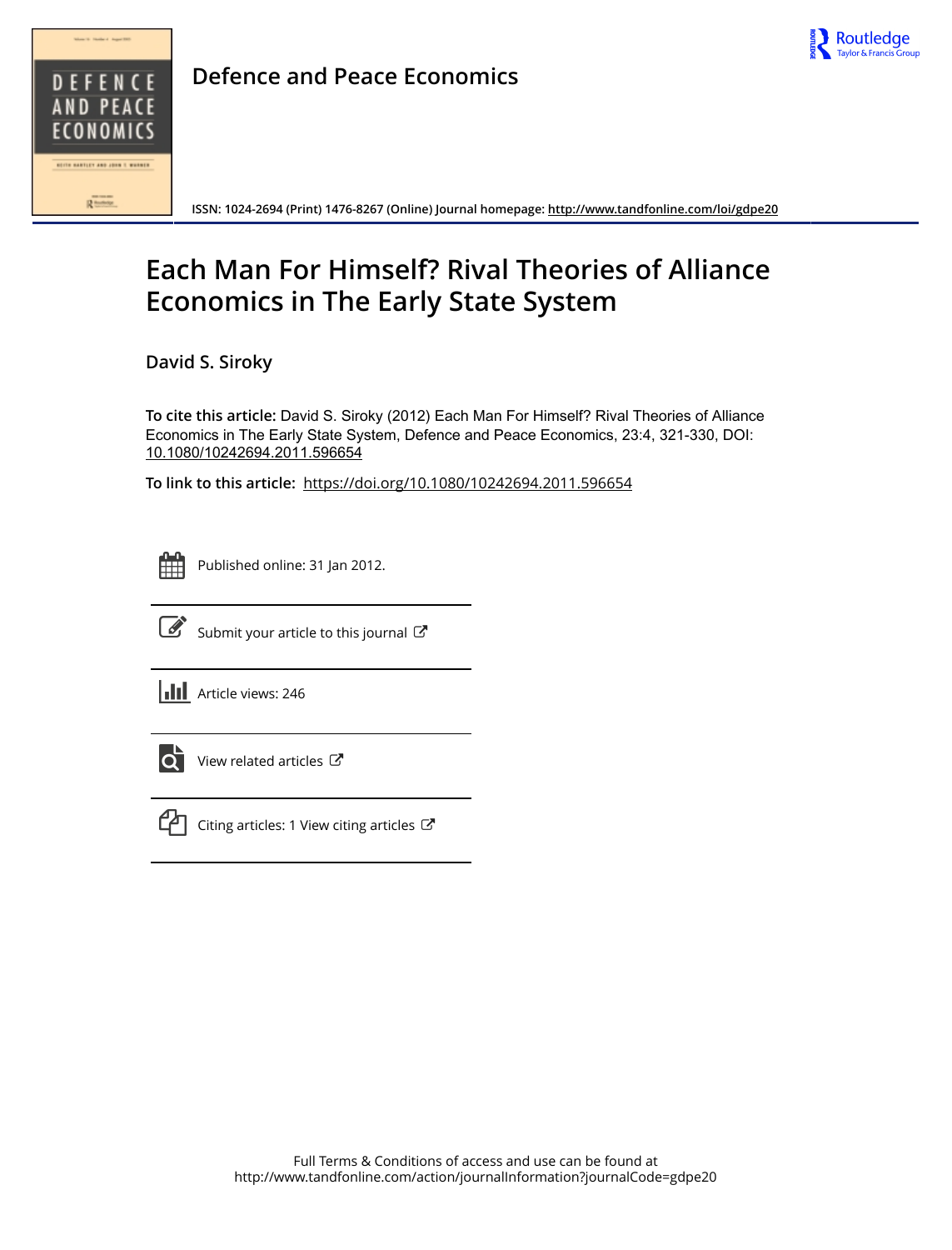# Defence and Peace Economics

ISSN: 1024-2694 (Print) 1476-8267 (Online) Journal homepage: http://www.tandfonline.com/loi/gdpe20

# Each Man For Himself? Rival Theories of Alliance Economics in The Early State System

David S. Siroky

**To cite this article:** David S. Siroky (2012) Each Man For Himself? Rival Theories of Alliance Economics in The Early State System, Defence and Peace Economics, 23:4, 321-330, DOI: 10.1080/10242694.2011.596654

**To link to this article:** https://doi.org/10.1080/10242694.2011.596654

Published online: 31 Jan 2012.

Submit your article to this journal

Article views: 246

View related articles

Citing articles: 1 View citing articles

Full Terms & Conditions of access and use can be found at http://www.tandfonline.com/action/journalInformation?journalCode=gdpe20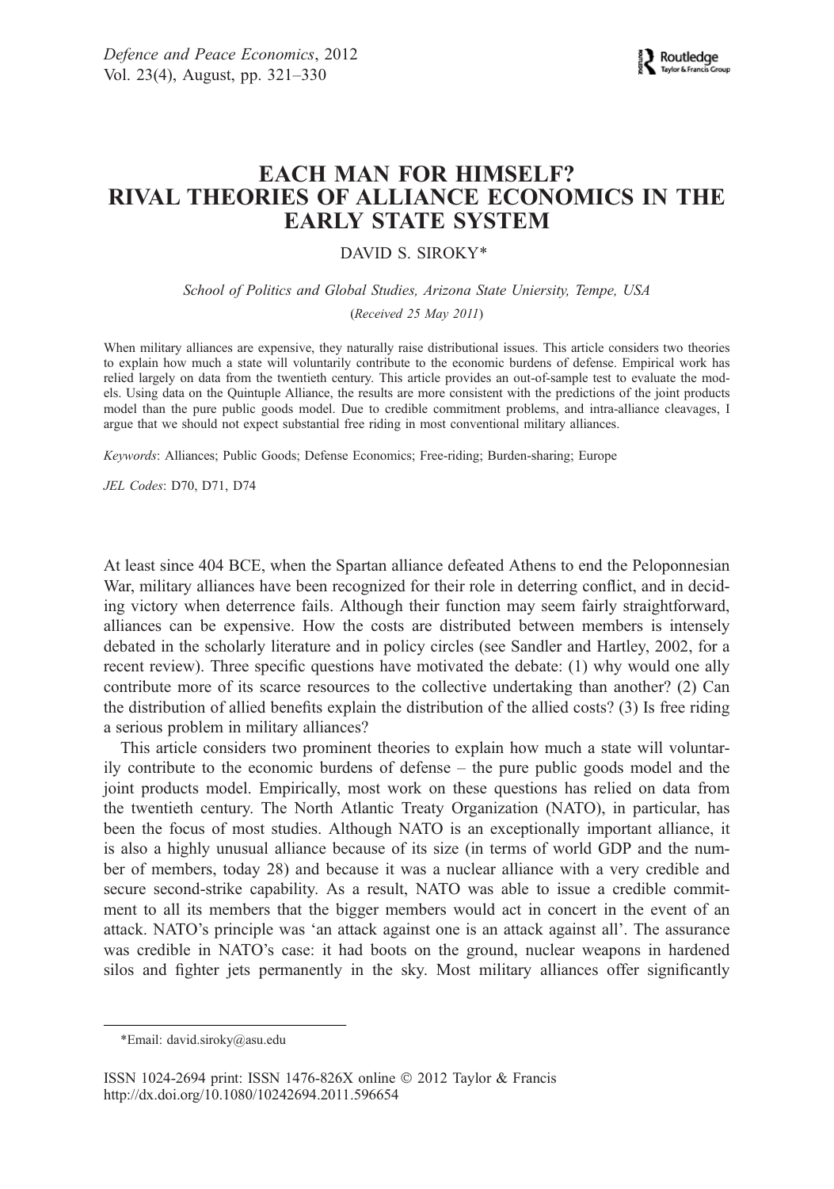# EACH MAN FOR HIMSELF? RIVAL THEORIES OF ALLIANCE ECONOMICS IN THE EARLY STATE SYSTEM

DAVID S. SIROKY*

*School of Politics and Global Studies, Arizona State Uniersity, Tempe, USA*

(*Received 25 May 2011*)

When military alliances are expensive, they naturally raise distributional issues. This article considers two theories to explain how much a state will voluntarily contribute to the economic burdens of defense. Empirical work has relied largely on data from the twentieth century. This article provides an out-of-sample test to evaluate the models. Using data on the Quintuple Alliance, the results are more consistent with the predictions of the joint products model than the pure public goods model. Due to credible commitment problems, and intra-alliance cleavages, I argue that we should not expect substantial free riding in most conventional military alliances.

*Keywords*: Alliances; Public Goods; Defense Economics; Free-riding; Burden-sharing; Europe

*JEL Codes*: D70, D71, D74

At least since 404 BCE, when the Spartan alliance defeated Athens to end the Peloponnesian War, military alliances have been recognized for their role in deterring conflict, and in deciding victory when deterrence fails. Although their function may seem fairly straightforward, alliances can be expensive. How the costs are distributed between members is intensely debated in the scholarly literature and in policy circles (see Sandler and Hartley, 2002, for a recent review). Three specific questions have motivated the debate: (1) why would one ally contribute more of its scarce resources to the collective undertaking than another? (2) Can the distribution of allied benefits explain the distribution of the allied costs? (3) Is free riding a serious problem in military alliances?

This article considers two prominent theories to explain how much a state will voluntarily contribute to the economic burdens of defense – the pure public goods model and the joint products model. Empirically, most work on these questions has relied on data from the twentieth century. The North Atlantic Treaty Organization (NATO), in particular, has been the focus of most studies. Although NATO is an exceptionally important alliance, it is also a highly unusual alliance because of its size (in terms of world GDP and the number of members, today 28) and because it was a nuclear alliance with a very credible and secure second-strike capability. As a result, NATO was able to issue a credible commitment to all its members that the bigger members would act in concert in the event of an attack. NATO's principle was 'an attack against one is an attack against all'. The assurance was credible in NATO's case: it had boots on the ground, nuclear weapons in hardened silos and fighter jets permanently in the sky. Most military alliances offer significantly

*Email: david.siroky@asu.edu

ISSN 1024-2694 print: ISSN 1476-826X online © 2012 Taylor & Francis
http://dx.doi.org/10.1080/10242694.2011.596654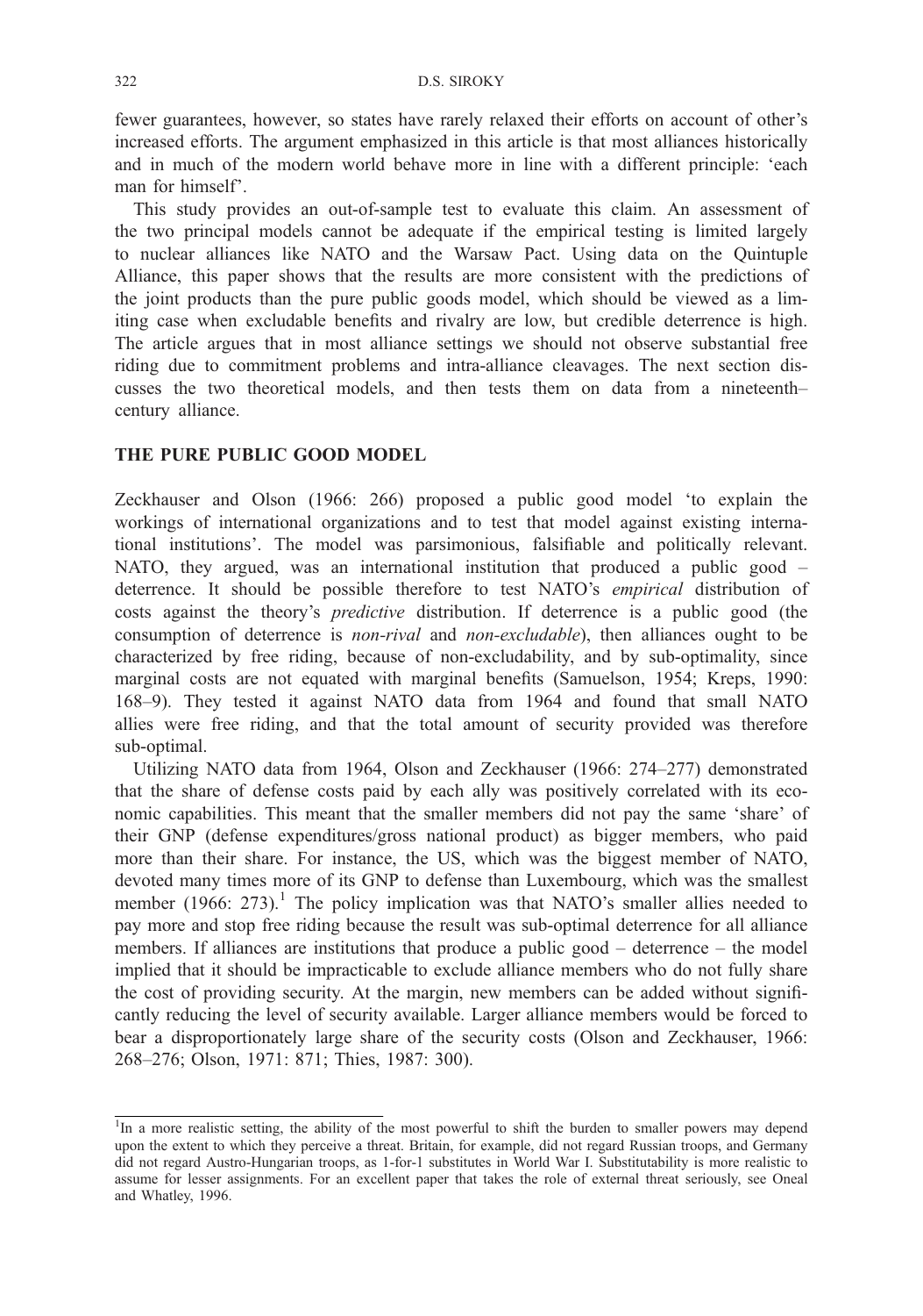fewer guarantees, however, so states have rarely relaxed their efforts on account of other's increased efforts. The argument emphasized in this article is that most alliances historically and in much of the modern world behave more in line with a different principle: 'each man for himself'.

This study provides an out-of-sample test to evaluate this claim. An assessment of the two principal models cannot be adequate if the empirical testing is limited largely to nuclear alliances like NATO and the Warsaw Pact. Using data on the Quintuple Alliance, this paper shows that the results are more consistent with the predictions of the joint products than the pure public goods model, which should be viewed as a limiting case when excludable benefits and rivalry are low, but credible deterrence is high. The article argues that in most alliance settings we should not observe substantial free riding due to commitment problems and intra-alliance cleavages. The next section discusses the two theoretical models, and then tests them on data from a nineteenth–century alliance.

## THE PURE PUBLIC GOOD MODEL

Zeckhauser and Olson (1966: 266) proposed a public good model 'to explain the workings of international organizations and to test that model against existing international institutions'. The model was parsimonious, falsifiable and politically relevant. NATO, they argued, was an international institution that produced a public good – deterrence. It should be possible therefore to test NATO's *empirical* distribution of costs against the theory's *predictive* distribution. If deterrence is a public good (the consumption of deterrence is *non-rival* and *non-excludable*), then alliances ought to be characterized by free riding, because of non-excludability, and by sub-optimality, since marginal costs are not equated with marginal benefits (Samuelson, 1954; Kreps, 1990: 168–9). They tested it against NATO data from 1964 and found that small NATO allies were free riding, and that the total amount of security provided was therefore sub-optimal.

Utilizing NATO data from 1964, Olson and Zeckhauser (1966: 274–277) demonstrated that the share of defense costs paid by each ally was positively correlated with its economic capabilities. This meant that the smaller members did not pay the same 'share' of their GNP (defense expenditures/gross national product) as bigger members, who paid more than their share. For instance, the US, which was the biggest member of NATO, devoted many times more of its GNP to defense than Luxembourg, which was the smallest member (1966: 273).[1] The policy implication was that NATO's smaller allies needed to pay more and stop free riding because the result was sub-optimal deterrence for all alliance members. If alliances are institutions that produce a public good – deterrence – the model implied that it should be impracticable to exclude alliance members who do not fully share the cost of providing security. At the margin, new members can be added without significantly reducing the level of security available. Larger alliance members would be forced to bear a disproportionately large share of the security costs (Olson and Zeckhauser, 1966: 268–276; Olson, 1971: 871; Thies, 1987: 300).

[1] In a more realistic setting, the ability of the most powerful to shift the burden to smaller powers may depend upon the extent to which they perceive a threat. Britain, for example, did not regard Russian troops, and Germany did not regard Austro-Hungarian troops, as 1-for-1 substitutes in World War I. Substitutability is more realistic to assume for lesser assignments. For an excellent paper that takes the role of external threat seriously, see Oneal and Whatley, 1996.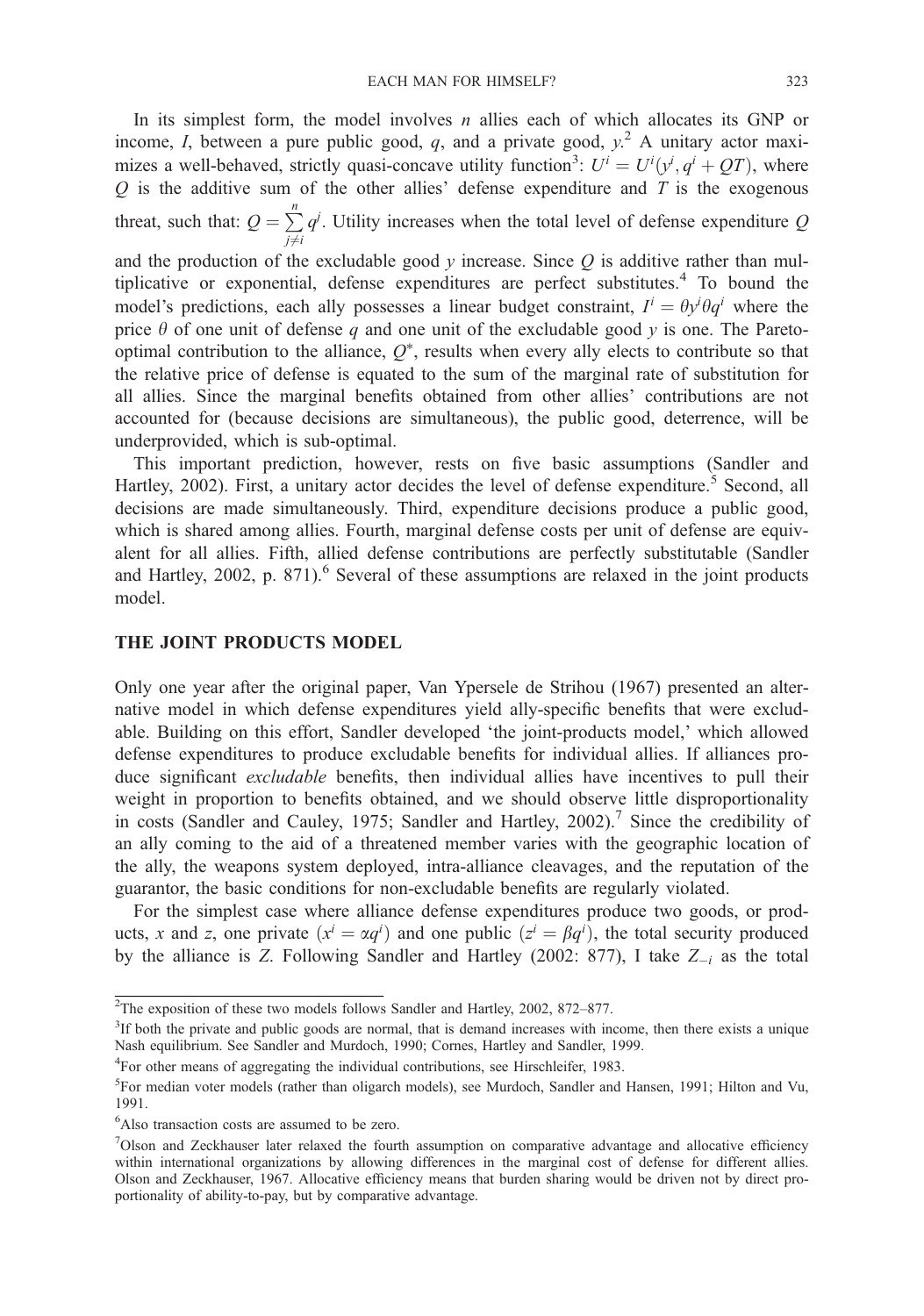In its simplest form, the model involves $n$ allies each of which allocates its GNP or income, $I$, between a pure public good, $q$, and a private good, $y$.[2] A unitary actor maximizes a well-behaved, strictly quasi-concave utility function[3]: $U^i = U^i(y^i, q^i + QT)$, where $Q$ is the additive sum of the other allies' defense expenditure and $T$ is the exogenous threat, such that: $Q = \sum_{j \neq i}^{n} q^j$. Utility increases when the total level of defense expenditure $Q$ and the production of the excludable good $y$ increase. Since $Q$ is additive rather than multiplicative or exponential, defense expenditures are perfect substitutes.[4] To bound the model's predictions, each ally possesses a linear budget constraint, $I^i = \theta y^i \theta q^i$ where the price $\theta$ of one unit of defense $q$ and one unit of the excludable good $y$ is one. The Pareto-optimal contribution to the alliance, $Q^*$, results when every ally elects to contribute so that the relative price of defense is equated to the sum of the marginal rate of substitution for all allies. Since the marginal benefits obtained from other allies' contributions are not accounted for (because decisions are simultaneous), the public good, deterrence, will be underprovided, which is sub-optimal.

This important prediction, however, rests on five basic assumptions (Sandler and Hartley, 2002). First, a unitary actor decides the level of defense expenditure.[5] Second, all decisions are made simultaneously. Third, expenditure decisions produce a public good, which is shared among allies. Fourth, marginal defense costs per unit of defense are equivalent for all allies. Fifth, allied defense contributions are perfectly substitutable (Sandler and Hartley, 2002, p. 871).[6] Several of these assumptions are relaxed in the joint products model.

## THE JOINT PRODUCTS MODEL

Only one year after the original paper, Van Ypersele de Strihou (1967) presented an alternative model in which defense expenditures yield ally-specific benefits that were excludable. Building on this effort, Sandler developed 'the joint-products model,' which allowed defense expenditures to produce excludable benefits for individual allies. If alliances produce significant *excludable* benefits, then individual allies have incentives to pull their weight in proportion to benefits obtained, and we should observe little disproportionality in costs (Sandler and Cauley, 1975; Sandler and Hartley, 2002).[7] Since the credibility of an ally coming to the aid of a threatened member varies with the geographic location of the ally, the weapons system deployed, intra-alliance cleavages, and the reputation of the guarantor, the basic conditions for non-excludable benefits are regularly violated.

For the simplest case where alliance defense expenditures produce two goods, or products, $x$ and $z$, one private ($x^i = \alpha q^i$) and one public ($z^i = \beta q^i$), the total security produced by the alliance is $Z$. Following Sandler and Hartley (2002: 877), I take $Z_{-i}$ as the total

---

[2] The exposition of these two models follows Sandler and Hartley, 2002, 872–877.

[3] If both the private and public goods are normal, that is demand increases with income, then there exists a unique Nash equilibrium. See Sandler and Murdoch, 1990; Cornes, Hartley and Sandler, 1999.

[4] For other means of aggregating the individual contributions, see Hirschleifer, 1983.

[5] For median voter models (rather than oligarch models), see Murdoch, Sandler and Hansen, 1991; Hilton and Vu, 1991.

[6] Also transaction costs are assumed to be zero.

[7] Olson and Zeckhauser later relaxed the fourth assumption on comparative advantage and allocative efficiency within international organizations by allowing differences in the marginal cost of defense for different allies. Olson and Zeckhauser, 1967. Allocative efficiency means that burden sharing would be driven not by direct proportionality of ability-to-pay, but by comparative advantage.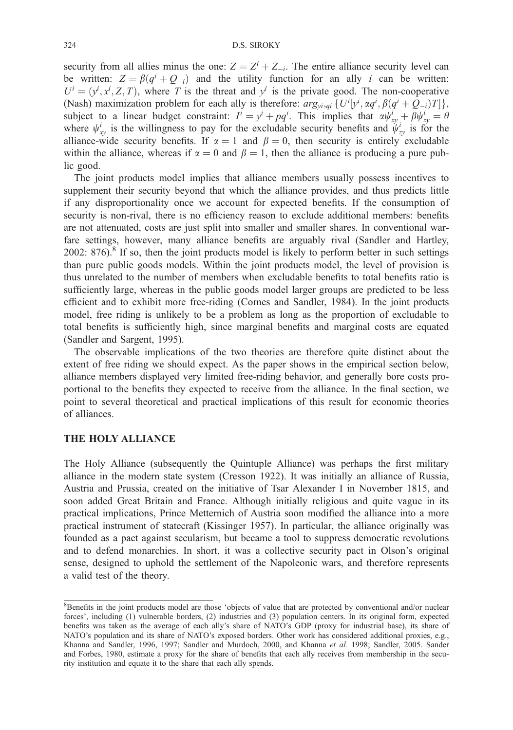security from all allies minus the one: $Z = Z^i + Z_{-i}$. The entire alliance security level can be written: $Z = \beta(q^i + Q_{-i})$ and the utility function for an ally $i$ can be written: $U^i = (y^i, x^i, Z, T)$, where $T$ is the threat and $y^i$ is the private good. The non-cooperative (Nash) maximization problem for each ally is therefore: $arg_{y^i, q^i}\{U^i[y^i, \alpha q^i, \beta(q^i + Q_{-i})T]\}$, subject to a linear budget constraint: $I^i = y^i + pq^i$. This implies that $\alpha\psi^i_{xy} + \beta\psi^i_{zy} = \theta$ where $\psi^i_{xy}$ is the willingness to pay for the excludable security benefits and $\psi^i_{zy}$ is for the alliance-wide security benefits. If $\alpha = 1$ and $\beta = 0$, then security is entirely excludable within the alliance, whereas if $\alpha = 0$ and $\beta = 1$, then the alliance is producing a pure public good.

The joint products model implies that alliance members usually possess incentives to supplement their security beyond that which the alliance provides, and thus predicts little if any disproportionality once we account for expected benefits. If the consumption of security is non-rival, there is no efficiency reason to exclude additional members: benefits are not attenuated, costs are just split into smaller and smaller shares. In conventional warfare settings, however, many alliance benefits are arguably rival (Sandler and Hartley, 2002: 876).[8] If so, then the joint products model is likely to perform better in such settings than pure public goods models. Within the joint products model, the level of provision is thus unrelated to the number of members when excludable benefits to total benefits ratio is sufficiently large, whereas in the public goods model larger groups are predicted to be less efficient and to exhibit more free-riding (Cornes and Sandler, 1984). In the joint products model, free riding is unlikely to be a problem as long as the proportion of excludable to total benefits is sufficiently high, since marginal benefits and marginal costs are equated (Sandler and Sargent, 1995).

The observable implications of the two theories are therefore quite distinct about the extent of free riding we should expect. As the paper shows in the empirical section below, alliance members displayed very limited free-riding behavior, and generally bore costs proportional to the benefits they expected to receive from the alliance. In the final section, we point to several theoretical and practical implications of this result for economic theories of alliances.

## THE HOLY ALLIANCE

The Holy Alliance (subsequently the Quintuple Alliance) was perhaps the first military alliance in the modern state system (Cresson 1922). It was initially an alliance of Russia, Austria and Prussia, created on the initiative of Tsar Alexander I in November 1815, and soon added Great Britain and France. Although initially religious and quite vague in its practical implications, Prince Metternich of Austria soon modified the alliance into a more practical instrument of statecraft (Kissinger 1957). In particular, the alliance originally was founded as a pact against secularism, but became a tool to suppress democratic revolutions and to defend monarchies. In short, it was a collective security pact in Olson's original sense, designed to uphold the settlement of the Napoleonic wars, and therefore represents a valid test of the theory.

[8]Benefits in the joint products model are those 'objects of value that are protected by conventional and/or nuclear forces', including (1) vulnerable borders, (2) industries and (3) population centers. In its original form, expected benefits was taken as the average of each ally's share of NATO's GDP (proxy for industrial base), its share of NATO's population and its share of NATO's exposed borders. Other work has considered additional proxies, e.g., Khanna and Sandler, 1996, 1997; Sandler and Murdoch, 2000, and Khanna *et al.* 1998; Sandler, 2005. Sander and Forbes, 1980, estimate a proxy for the share of benefits that each ally receives from membership in the security institution and equate it to the share that each ally spends.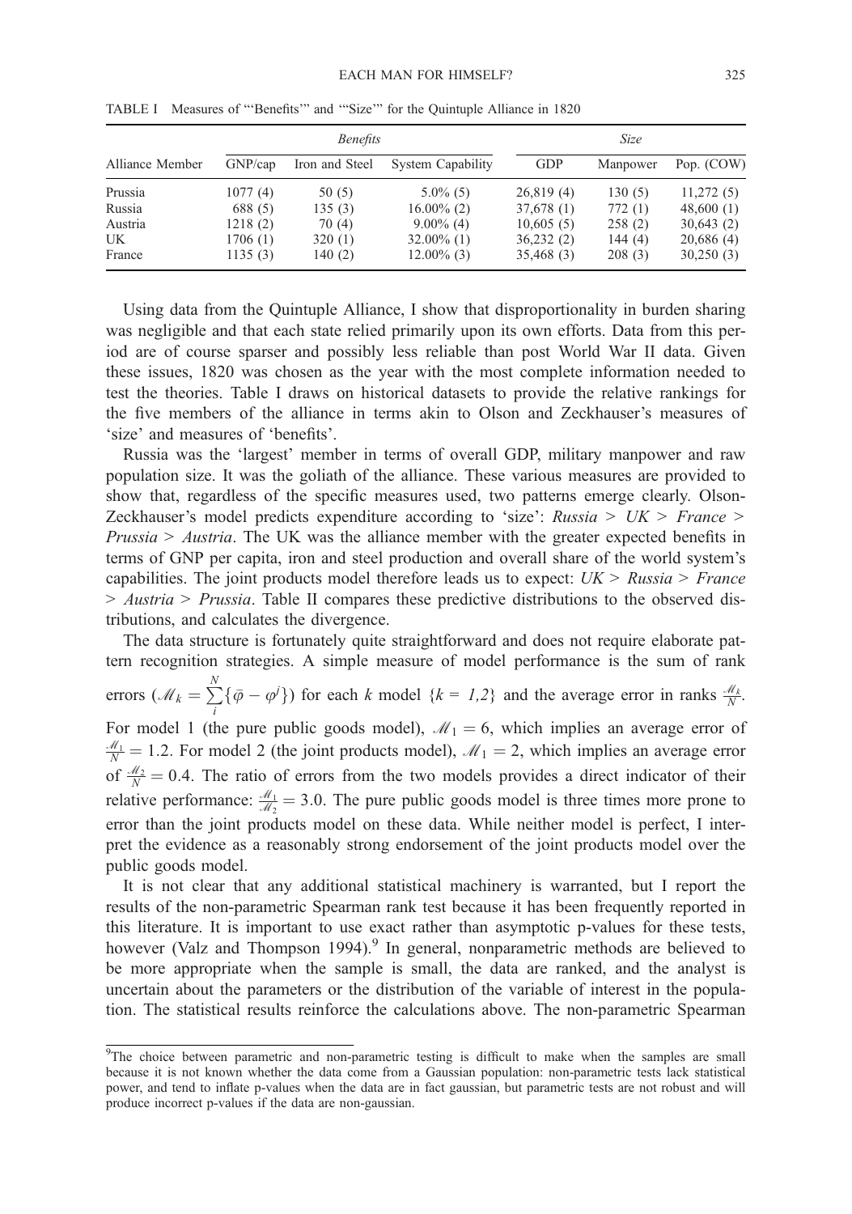TABLE I Measures of "'Benefits'" and "'Size'" for the Quintuple Alliance in 1820

| Alliance Member | *Benefits* | | | *Size* | | |
|---|---|---|---|---|---|---|
| | GNP/cap | Iron and Steel | System Capability | GDP | Manpower | Pop. (COW) |
| Prussia | 1077 (4) | 50 (5) | 5.0% (5) | 26,819 (4) | 130 (5) | 11,272 (5) |
| Russia | 688 (5) | 135 (3) | 16.00% (2) | 37,678 (1) | 772 (1) | 48,600 (1) |
| Austria | 1218 (2) | 70 (4) | 9.00% (4) | 10,605 (5) | 258 (2) | 30,643 (2) |
| UK | 1706 (1) | 320 (1) | 32.00% (1) | 36,232 (2) | 144 (4) | 20,686 (4) |
| France | 1135 (3) | 140 (2) | 12.00% (3) | 35,468 (3) | 208 (3) | 30,250 (3) |

Using data from the Quintuple Alliance, I show that disproportionality in burden sharing was negligible and that each state relied primarily upon its own efforts. Data from this period are of course sparser and possibly less reliable than post World War II data. Given these issues, 1820 was chosen as the year with the most complete information needed to test the theories. Table I draws on historical datasets to provide the relative rankings for the five members of the alliance in terms akin to Olson and Zeckhauser's measures of 'size' and measures of 'benefits'.

Russia was the 'largest' member in terms of overall GDP, military manpower and raw population size. It was the goliath of the alliance. These various measures are provided to show that, regardless of the specific measures used, two patterns emerge clearly. Olson-Zeckhauser's model predicts expenditure according to 'size': *Russia* > *UK* > *France* > *Prussia* > *Austria*. The UK was the alliance member with the greater expected benefits in terms of GNP per capita, iron and steel production and overall share of the world system's capabilities. The joint products model therefore leads us to expect: *UK* > *Russia* > *France* > *Austria* > *Prussia*. Table II compares these predictive distributions to the observed distributions, and calculates the divergence.

The data structure is fortunately quite straightforward and does not require elaborate pattern recognition strategies. A simple measure of model performance is the sum of rank errors ($\mathscr{M}_k = \sum_i^N \{\bar{\varphi} - \varphi^j\}$) for each $k$ model $\{k = 1,2\}$ and the average error in ranks $\frac{\mathscr{M}_k}{N}$. For model 1 (the pure public goods model), $\mathscr{M}_1 = 6$, which implies an average error of $\frac{\mathscr{M}_1}{N} = 1.2$. For model 2 (the joint products model), $\mathscr{M}_1 = 2$, which implies an average error of $\frac{\mathscr{M}_2}{N} = 0.4$. The ratio of errors from the two models provides a direct indicator of their relative performance: $\frac{\mathscr{M}_1}{\mathscr{M}_2} = 3.0$. The pure public goods model is three times more prone to error than the joint products model on these data. While neither model is perfect, I interpret the evidence as a reasonably strong endorsement of the joint products model over the public goods model.

It is not clear that any additional statistical machinery is warranted, but I report the results of the non-parametric Spearman rank test because it has been frequently reported in this literature. It is important to use exact rather than asymptotic p-values for these tests, however (Valz and Thompson 1994).[9] In general, nonparametric methods are believed to be more appropriate when the sample is small, the data are ranked, and the analyst is uncertain about the parameters or the distribution of the variable of interest in the population. The statistical results reinforce the calculations above. The non-parametric Spearman

[9]The choice between parametric and non-parametric testing is difficult to make when the samples are small because it is not known whether the data come from a Gaussian population: non-parametric tests lack statistical power, and tend to inflate p-values when the data are in fact gaussian, but parametric tests are not robust and will produce incorrect p-values if the data are non-gaussian.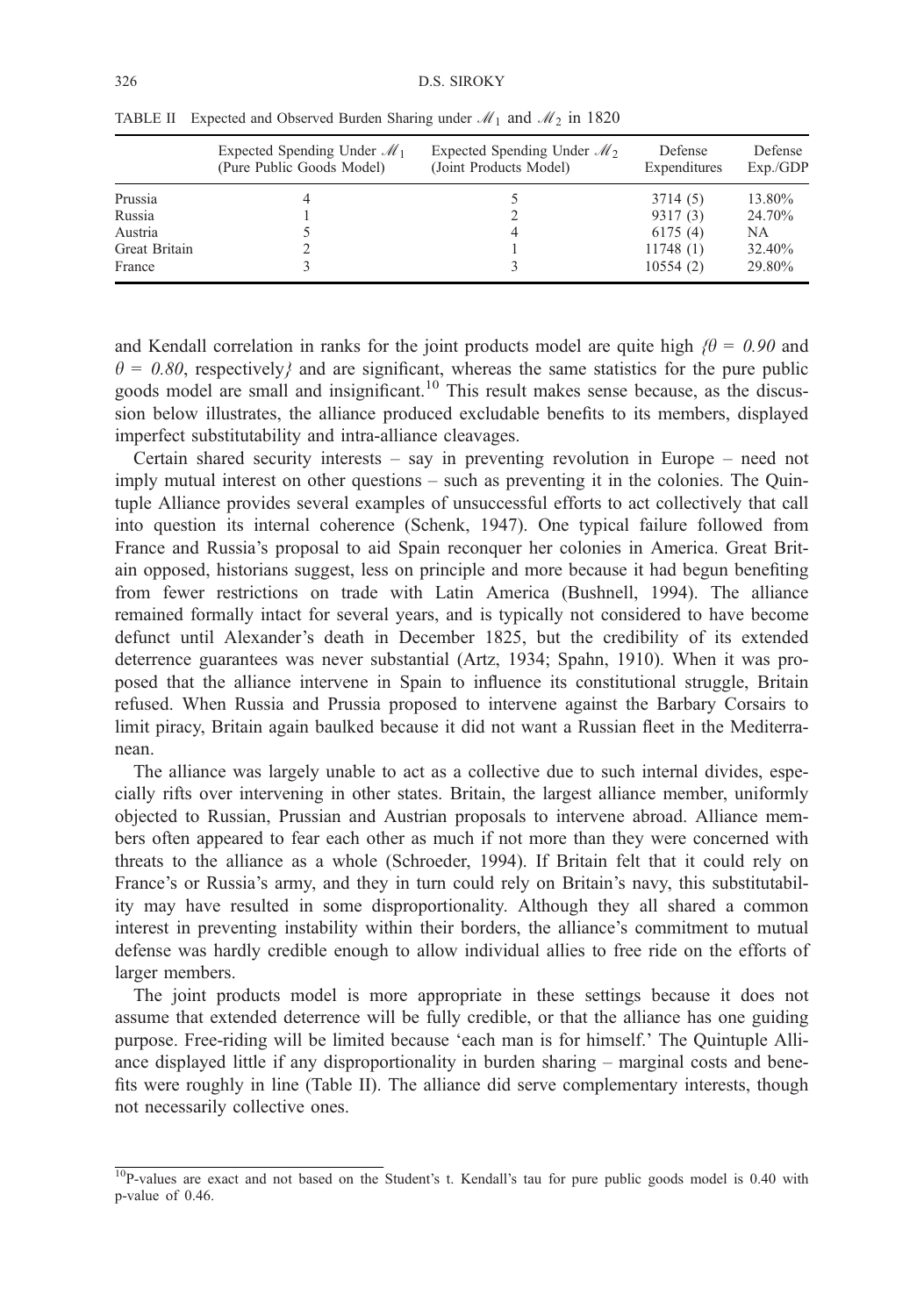TABLE II Expected and Observed Burden Sharing under $\mathscr{M}_1$ and $\mathscr{M}_2$ in 1820

| | Expected Spending Under $\mathscr{M}_1$ (Pure Public Goods Model) | Expected Spending Under $\mathscr{M}_2$ (Joint Products Model) | Defense Expenditures | Defense Exp./GDP |
|---|---|---|---|---|
| Prussia | 4 | 5 | 3714 (5) | 13.80% |
| Russia | 1 | 2 | 9317 (3) | 24.70% |
| Austria | 5 | 4 | 6175 (4) | NA |
| Great Britain | 2 | 1 | 11748 (1) | 32.40% |
| France | 3 | 3 | 10554 (2) | 29.80% |

and Kendall correlation in ranks for the joint products model are quite high *{$\theta$ = 0.90* and *$\theta$ = 0.80*, respectively*}* and are significant, whereas the same statistics for the pure public goods model are small and insignificant.[10] This result makes sense because, as the discussion below illustrates, the alliance produced excludable benefits to its members, displayed imperfect substitutability and intra-alliance cleavages.

Certain shared security interests – say in preventing revolution in Europe – need not imply mutual interest on other questions – such as preventing it in the colonies. The Quintuple Alliance provides several examples of unsuccessful efforts to act collectively that call into question its internal coherence (Schenk, 1947). One typical failure followed from France and Russia's proposal to aid Spain reconquer her colonies in America. Great Britain opposed, historians suggest, less on principle and more because it had begun benefiting from fewer restrictions on trade with Latin America (Bushnell, 1994). The alliance remained formally intact for several years, and is typically not considered to have become defunct until Alexander's death in December 1825, but the credibility of its extended deterrence guarantees was never substantial (Artz, 1934; Spahn, 1910). When it was proposed that the alliance intervene in Spain to influence its constitutional struggle, Britain refused. When Russia and Prussia proposed to intervene against the Barbary Corsairs to limit piracy, Britain again baulked because it did not want a Russian fleet in the Mediterranean.

The alliance was largely unable to act as a collective due to such internal divides, especially rifts over intervening in other states. Britain, the largest alliance member, uniformly objected to Russian, Prussian and Austrian proposals to intervene abroad. Alliance members often appeared to fear each other as much if not more than they were concerned with threats to the alliance as a whole (Schroeder, 1994). If Britain felt that it could rely on France's or Russia's army, and they in turn could rely on Britain's navy, this substitutability may have resulted in some disproportionality. Although they all shared a common interest in preventing instability within their borders, the alliance's commitment to mutual defense was hardly credible enough to allow individual allies to free ride on the efforts of larger members.

The joint products model is more appropriate in these settings because it does not assume that extended deterrence will be fully credible, or that the alliance has one guiding purpose. Free-riding will be limited because 'each man is for himself.' The Quintuple Alliance displayed little if any disproportionality in burden sharing – marginal costs and benefits were roughly in line (Table II). The alliance did serve complementary interests, though not necessarily collective ones.

[10] P-values are exact and not based on the Student's t. Kendall's tau for pure public goods model is 0.40 with p-value of 0.46.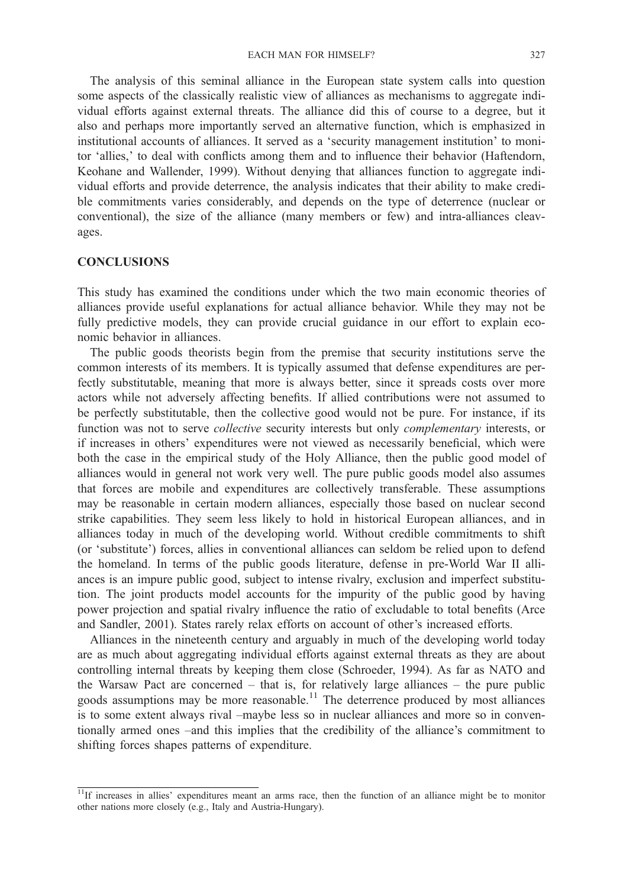The analysis of this seminal alliance in the European state system calls into question some aspects of the classically realistic view of alliances as mechanisms to aggregate individual efforts against external threats. The alliance did this of course to a degree, but it also and perhaps more importantly served an alternative function, which is emphasized in institutional accounts of alliances. It served as a 'security management institution' to monitor 'allies,' to deal with conflicts among them and to influence their behavior (Haftendorn, Keohane and Wallender, 1999). Without denying that alliances function to aggregate individual efforts and provide deterrence, the analysis indicates that their ability to make credible commitments varies considerably, and depends on the type of deterrence (nuclear or conventional), the size of the alliance (many members or few) and intra-alliances cleavages.

## CONCLUSIONS

This study has examined the conditions under which the two main economic theories of alliances provide useful explanations for actual alliance behavior. While they may not be fully predictive models, they can provide crucial guidance in our effort to explain economic behavior in alliances.

The public goods theorists begin from the premise that security institutions serve the common interests of its members. It is typically assumed that defense expenditures are perfectly substitutable, meaning that more is always better, since it spreads costs over more actors while not adversely affecting benefits. If allied contributions were not assumed to be perfectly substitutable, then the collective good would not be pure. For instance, if its function was not to serve *collective* security interests but only *complementary* interests, or if increases in others' expenditures were not viewed as necessarily beneficial, which were both the case in the empirical study of the Holy Alliance, then the public good model of alliances would in general not work very well. The pure public goods model also assumes that forces are mobile and expenditures are collectively transferable. These assumptions may be reasonable in certain modern alliances, especially those based on nuclear second strike capabilities. They seem less likely to hold in historical European alliances, and in alliances today in much of the developing world. Without credible commitments to shift (or 'substitute') forces, allies in conventional alliances can seldom be relied upon to defend the homeland. In terms of the public goods literature, defense in pre-World War II alliances is an impure public good, subject to intense rivalry, exclusion and imperfect substitution. The joint products model accounts for the impurity of the public good by having power projection and spatial rivalry influence the ratio of excludable to total benefits (Arce and Sandler, 2001). States rarely relax efforts on account of other's increased efforts.

Alliances in the nineteenth century and arguably in much of the developing world today are as much about aggregating individual efforts against external threats as they are about controlling internal threats by keeping them close (Schroeder, 1994). As far as NATO and the Warsaw Pact are concerned – that is, for relatively large alliances – the pure public goods assumptions may be more reasonable.[11] The deterrence produced by most alliances is to some extent always rival –maybe less so in nuclear alliances and more so in conventionally armed ones –and this implies that the credibility of the alliance's commitment to shifting forces shapes patterns of expenditure.

[11]If increases in allies' expenditures meant an arms race, then the function of an alliance might be to monitor other nations more closely (e.g., Italy and Austria-Hungary).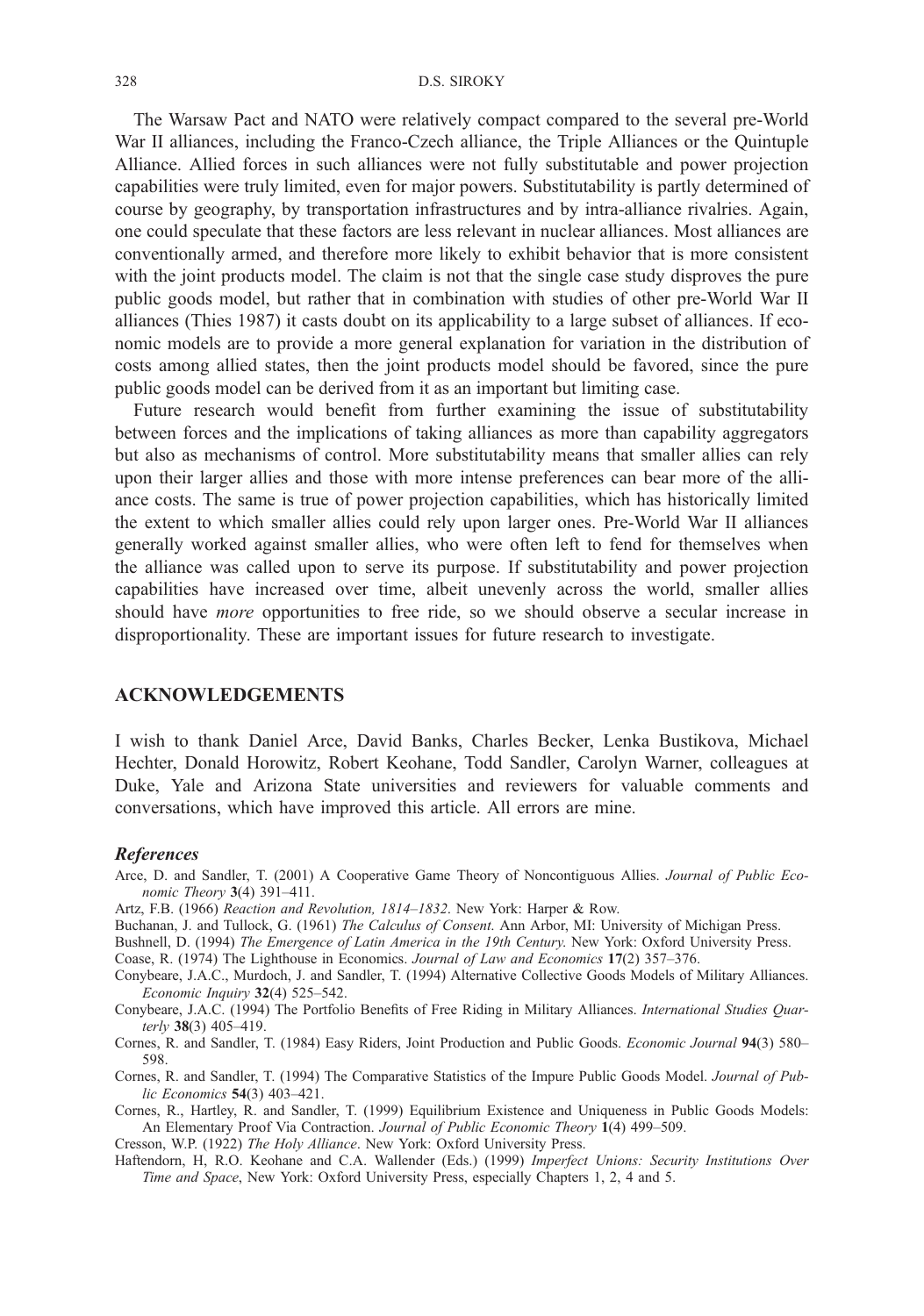The Warsaw Pact and NATO were relatively compact compared to the several pre-World War II alliances, including the Franco-Czech alliance, the Triple Alliances or the Quintuple Alliance. Allied forces in such alliances were not fully substitutable and power projection capabilities were truly limited, even for major powers. Substitutability is partly determined of course by geography, by transportation infrastructures and by intra-alliance rivalries. Again, one could speculate that these factors are less relevant in nuclear alliances. Most alliances are conventionally armed, and therefore more likely to exhibit behavior that is more consistent with the joint products model. The claim is not that the single case study disproves the pure public goods model, but rather that in combination with studies of other pre-World War II alliances (Thies 1987) it casts doubt on its applicability to a large subset of alliances. If economic models are to provide a more general explanation for variation in the distribution of costs among allied states, then the joint products model should be favored, since the pure public goods model can be derived from it as an important but limiting case.

Future research would benefit from further examining the issue of substitutability between forces and the implications of taking alliances as more than capability aggregators but also as mechanisms of control. More substitutability means that smaller allies can rely upon their larger allies and those with more intense preferences can bear more of the alliance costs. The same is true of power projection capabilities, which has historically limited the extent to which smaller allies could rely upon larger ones. Pre-World War II alliances generally worked against smaller allies, who were often left to fend for themselves when the alliance was called upon to serve its purpose. If substitutability and power projection capabilities have increased over time, albeit unevenly across the world, smaller allies should have *more* opportunities to free ride, so we should observe a secular increase in disproportionality. These are important issues for future research to investigate.

## ACKNOWLEDGEMENTS

I wish to thank Daniel Arce, David Banks, Charles Becker, Lenka Bustikova, Michael Hechter, Donald Horowitz, Robert Keohane, Todd Sandler, Carolyn Warner, colleagues at Duke, Yale and Arizona State universities and reviewers for valuable comments and conversations, which have improved this article. All errors are mine.

### *References*

Arce, D. and Sandler, T. (2001) A Cooperative Game Theory of Noncontiguous Allies. *Journal of Public Economic Theory* **3**(4) 391–411.

Artz, F.B. (1966) *Reaction and Revolution, 1814–1832*. New York: Harper & Row.

Buchanan, J. and Tullock, G. (1961) *The Calculus of Consent*. Ann Arbor, MI: University of Michigan Press.

Bushnell, D. (1994) *The Emergence of Latin America in the 19th Century*. New York: Oxford University Press.

Coase, R. (1974) The Lighthouse in Economics. *Journal of Law and Economics* **17**(2) 357–376.

Conybeare, J.A.C., Murdoch, J. and Sandler, T. (1994) Alternative Collective Goods Models of Military Alliances. *Economic Inquiry* **32**(4) 525–542.

Conybeare, J.A.C. (1994) The Portfolio Benefits of Free Riding in Military Alliances. *International Studies Quarterly* **38**(3) 405–419.

Cornes, R. and Sandler, T. (1984) Easy Riders, Joint Production and Public Goods. *Economic Journal* **94**(3) 580–598.

Cornes, R. and Sandler, T. (1994) The Comparative Statistics of the Impure Public Goods Model. *Journal of Public Economics* **54**(3) 403–421.

Cornes, R., Hartley, R. and Sandler, T. (1999) Equilibrium Existence and Uniqueness in Public Goods Models: An Elementary Proof Via Contraction. *Journal of Public Economic Theory* **1**(4) 499–509.

Cresson, W.P. (1922) *The Holy Alliance*. New York: Oxford University Press.

Haftendorn, H, R.O. Keohane and C.A. Wallender (Eds.) (1999) *Imperfect Unions: Security Institutions Over Time and Space*, New York: Oxford University Press, especially Chapters 1, 2, 4 and 5.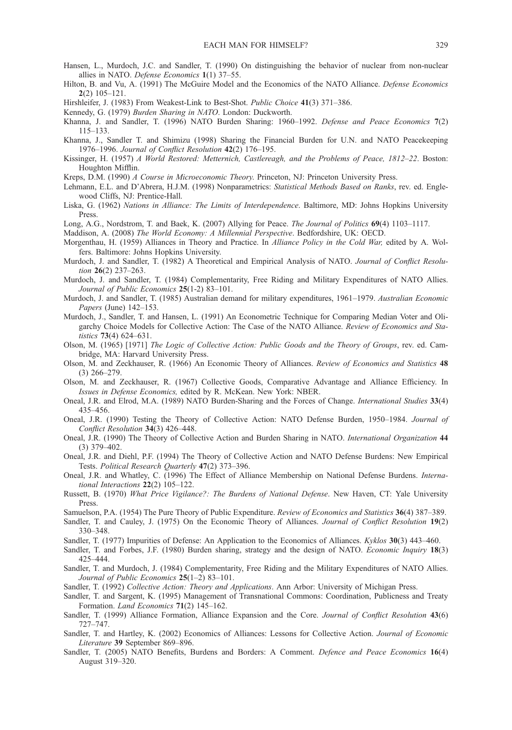Hansen, L., Murdoch, J.C. and Sandler, T. (1990) On distinguishing the behavior of nuclear from non-nuclear allies in NATO. *Defense Economics* **1**(1) 37–55.

Hilton, B. and Vu, A. (1991) The McGuire Model and the Economics of the NATO Alliance. *Defense Economics* **2**(2) 105–121.

Hirshleifer, J. (1983) From Weakest-Link to Best-Shot. *Public Choice* **41**(3) 371–386.

Kennedy, G. (1979) *Burden Sharing in NATO*. London: Duckworth.

Khanna, J. and Sandler, T. (1996) NATO Burden Sharing: 1960–1992. *Defense and Peace Economics* **7**(2) 115–133.

Khanna, J., Sandler T. and Shimizu (1998) Sharing the Financial Burden for U.N. and NATO Peacekeeping 1976–1996. *Journal of Conflict Resolution* **42**(2) 176–195.

Kissinger, H. (1957) *A World Restored: Metternich, Castlereagh, and the Problems of Peace, 1812–22*. Boston: Houghton Mifflin.

Kreps, D.M. (1990) *A Course in Microeconomic Theory*. Princeton, NJ: Princeton University Press.

Lehmann, E.L. and D'Abrera, H.J.M. (1998) Nonparametrics: *Statistical Methods Based on Ranks*, rev. ed. Englewood Cliffs, NJ: Prentice-Hall.

Liska, G. (1962) *Nations in Alliance: The Limits of Interdependence*. Baltimore, MD: Johns Hopkins University Press.

Long, A.G., Nordstrom, T. and Baek, K. (2007) Allying for Peace. *The Journal of Politics* **69**(4) 1103–1117.

Maddison, A. (2008) *The World Economy: A Millennial Perspective*. Bedfordshire, UK: OECD.

Morgenthau, H. (1959) Alliances in Theory and Practice. In *Alliance Policy in the Cold War,* edited by A. Wolfers. Baltimore: Johns Hopkins University.

Murdoch, J. and Sandler, T. (1982) A Theoretical and Empirical Analysis of NATO. *Journal of Conflict Resolution* **26**(2) 237–263.

Murdoch, J. and Sandler, T. (1984) Complementarity, Free Riding and Military Expenditures of NATO Allies. *Journal of Public Economics* **25**(1-2) 83–101.

Murdoch, J. and Sandler, T. (1985) Australian demand for military expenditures, 1961–1979. *Australian Economic Papers* (June) 142–153.

Murdoch, J., Sandler, T. and Hansen, L. (1991) An Econometric Technique for Comparing Median Voter and Oligarchy Choice Models for Collective Action: The Case of the NATO Alliance. *Review of Economics and Statistics* **73**(4) 624–631.

Olson, M. (1965) [1971] *The Logic of Collective Action: Public Goods and the Theory of Groups*, rev. ed. Cambridge, MA: Harvard University Press.

Olson, M. and Zeckhauser, R. (1966) An Economic Theory of Alliances. *Review of Economics and Statistics* **48** (3) 266–279.

Olson, M. and Zeckhauser, R. (1967) Collective Goods, Comparative Advantage and Alliance Efficiency. In *Issues in Defense Economics,* edited by R. McKean. New York: NBER.

Oneal, J.R. and Elrod, M.A. (1989) NATO Burden-Sharing and the Forces of Change. *International Studies* **33**(4) 435–456.

Oneal, J.R. (1990) Testing the Theory of Collective Action: NATO Defense Burden, 1950–1984. *Journal of Conflict Resolution* **34**(3) 426–448.

Oneal, J.R. (1990) The Theory of Collective Action and Burden Sharing in NATO. *International Organization* **44** (3) 379–402.

Oneal, J.R. and Diehl, P.F. (1994) The Theory of Collective Action and NATO Defense Burdens: New Empirical Tests. *Political Research Quarterly* **47**(2) 373–396.

Oneal, J.R. and Whatley, C. (1996) The Effect of Alliance Membership on National Defense Burdens. *International Interactions* **22**(2) 105–122.

Russett, B. (1970) *What Price Vigilance?: The Burdens of National Defense*. New Haven, CT: Yale University Press.

Samuelson, P.A. (1954) The Pure Theory of Public Expenditure. *Review of Economics and Statistics* **36**(4) 387–389.

Sandler, T. and Cauley, J. (1975) On the Economic Theory of Alliances. *Journal of Conflict Resolution* **19**(2) 330–348.

Sandler, T. (1977) Impurities of Defense: An Application to the Economics of Alliances. *Kyklos* **30**(3) 443–460.

Sandler, T. and Forbes, J.F. (1980) Burden sharing, strategy and the design of NATO. *Economic Inquiry* **18**(3) 425–444.

Sandler, T. and Murdoch, J. (1984) Complementarity, Free Riding and the Military Expenditures of NATO Allies. *Journal of Public Economics* **25**(1–2) 83–101.

Sandler, T. (1992) *Collective Action: Theory and Applications*. Ann Arbor: University of Michigan Press.

Sandler, T. and Sargent, K. (1995) Management of Transnational Commons: Coordination, Publicness and Treaty Formation. *Land Economics* **71**(2) 145–162.

Sandler, T. (1999) Alliance Formation, Alliance Expansion and the Core. *Journal of Conflict Resolution* **43**(6) 727–747.

Sandler, T. and Hartley, K. (2002) Economics of Alliances: Lessons for Collective Action. *Journal of Economic Literature* **39** September 869–896.

Sandler, T. (2005) NATO Benefits, Burdens and Borders: A Comment. *Defence and Peace Economics* **16**(4) August 319–320.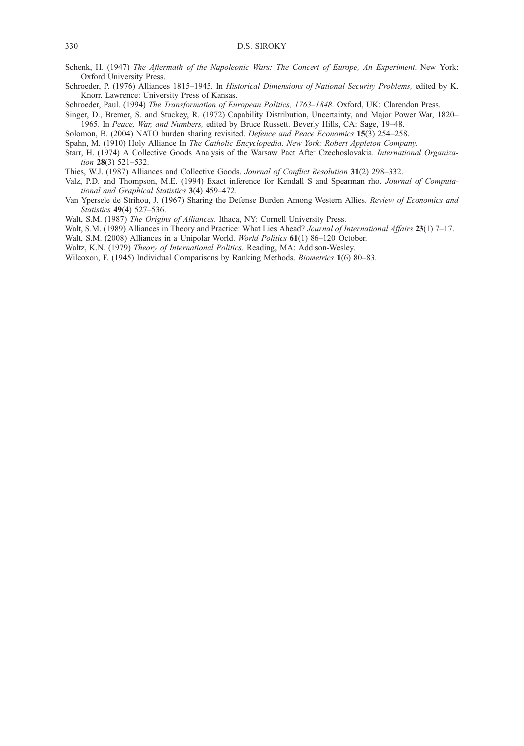Schenk, H. (1947) *The Aftermath of the Napoleonic Wars: The Concert of Europe, An Experiment*. New York: Oxford University Press.

Schroeder, P. (1976) Alliances 1815–1945. In *Historical Dimensions of National Security Problems,* edited by K. Knorr. Lawrence: University Press of Kansas.

Schroeder, Paul. (1994) *The Transformation of European Politics, 1763–1848*. Oxford, UK: Clarendon Press.

Singer, D., Bremer, S. and Stuckey, R. (1972) Capability Distribution, Uncertainty, and Major Power War, 1820–1965. In *Peace, War, and Numbers,* edited by Bruce Russett. Beverly Hills, CA: Sage, 19–48.

Solomon, B. (2004) NATO burden sharing revisited. *Defence and Peace Economics* **15**(3) 254–258.

Spahn, M. (1910) Holy Alliance In *The Catholic Encyclopedia. New York: Robert Appleton Company.*

Starr, H. (1974) A Collective Goods Analysis of the Warsaw Pact After Czechoslovakia. *International Organization* **28**(3) 521–532.

Thies, W.J. (1987) Alliances and Collective Goods. *Journal of Conflict Resolution* **31**(2) 298–332.

Valz, P.D. and Thompson, M.E. (1994) Exact inference for Kendall S and Spearman rho. *Journal of Computational and Graphical Statistics* **3**(4) 459–472.

Van Ypersele de Strihou, J. (1967) Sharing the Defense Burden Among Western Allies. *Review of Economics and Statistics* **49**(4) 527–536.

Walt, S.M. (1987) *The Origins of Alliances*. Ithaca, NY: Cornell University Press.

Walt, S.M. (1989) Alliances in Theory and Practice: What Lies Ahead? *Journal of International Affairs* **23**(1) 7–17.

Walt, S.M. (2008) Alliances in a Unipolar World. *World Politics* **61**(1) 86–120 October.

Waltz, K.N. (1979) *Theory of International Politics*. Reading, MA: Addison-Wesley.

Wilcoxon, F. (1945) Individual Comparisons by Ranking Methods. *Biometrics* **1**(6) 80–83.